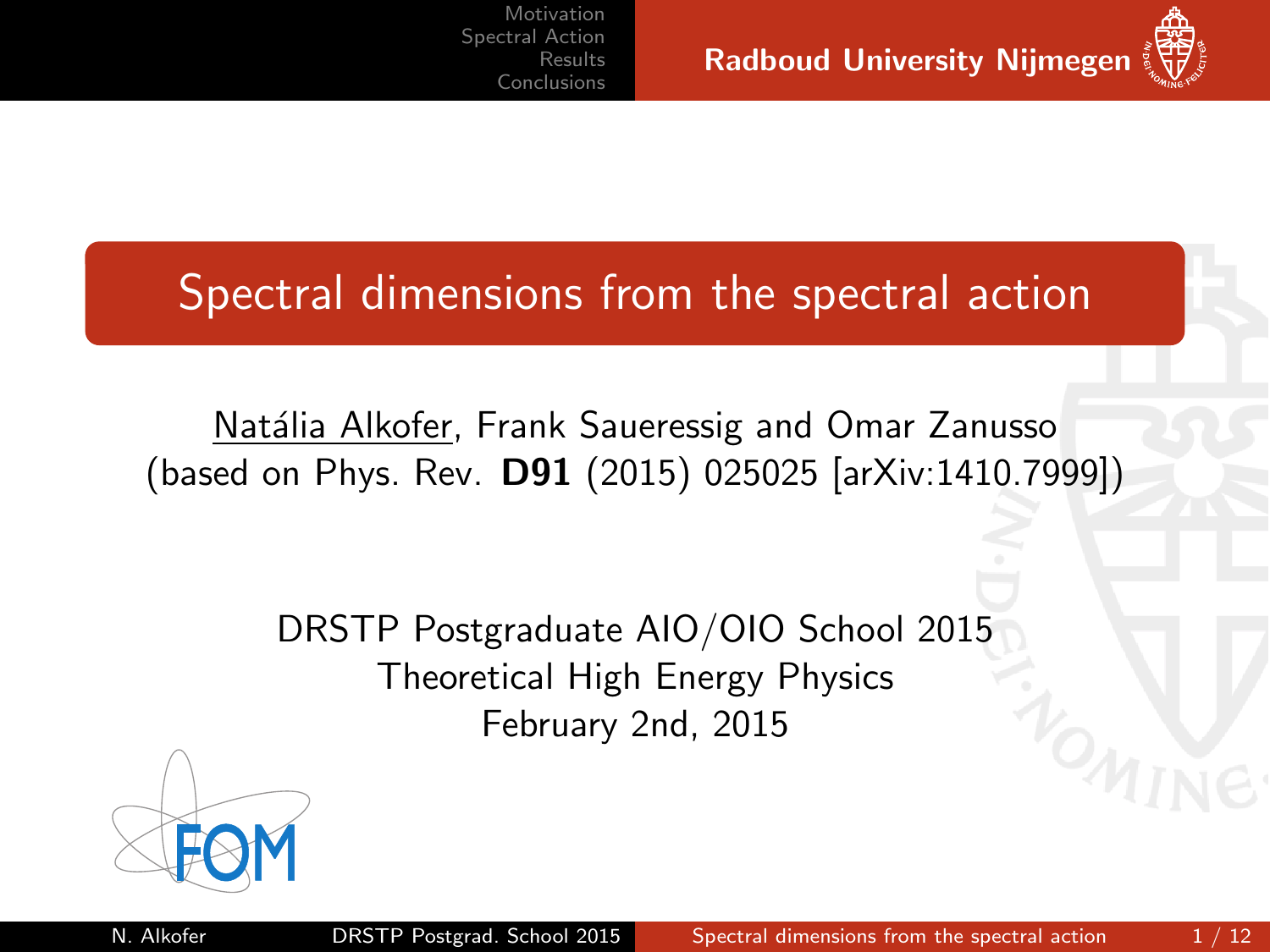# Spectral dimensions from the spectral action

Natália Alkofer, Frank Saueressig and Omar Zanusso
(based on Phys. Rev. **D91** (2015) 025025 [arXiv:1410.7999])

DRSTP Postgraduate AIO/OIO School 2015
Theoretical High Energy Physics
February 2nd, 2015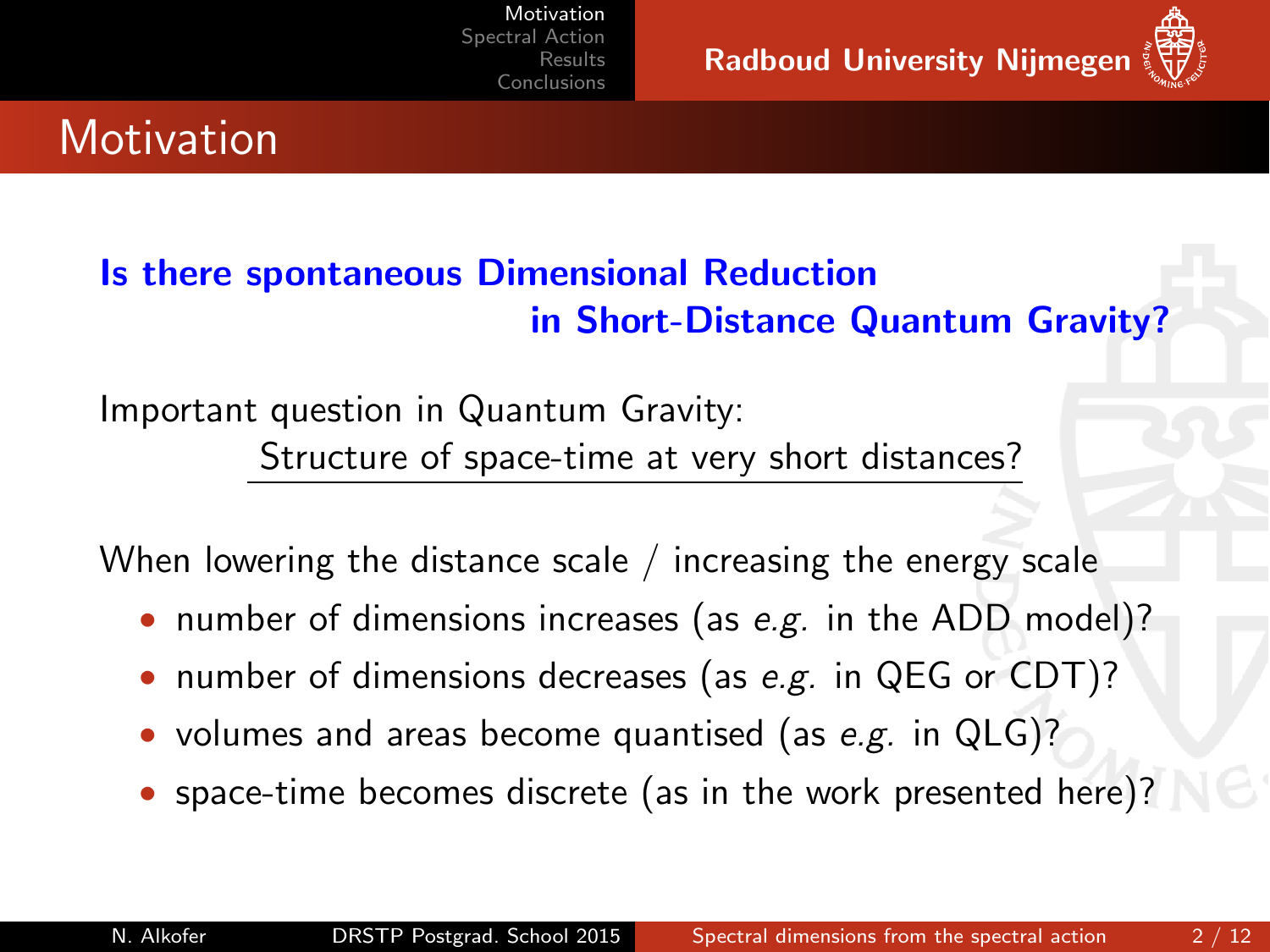# Motivation

**Is there spontaneous Dimensional Reduction in Short-Distance Quantum Gravity?**

Important question in Quantum Gravity:

Structure of space-time at very short distances?

When lowering the distance scale / increasing the energy scale

- number of dimensions increases (as *e.g.* in the ADD model)?
- number of dimensions decreases (as *e.g.* in QEG or CDT)?
- volumes and areas become quantised (as *e.g.* in QLG)?
- space-time becomes discrete (as in the work presented here)?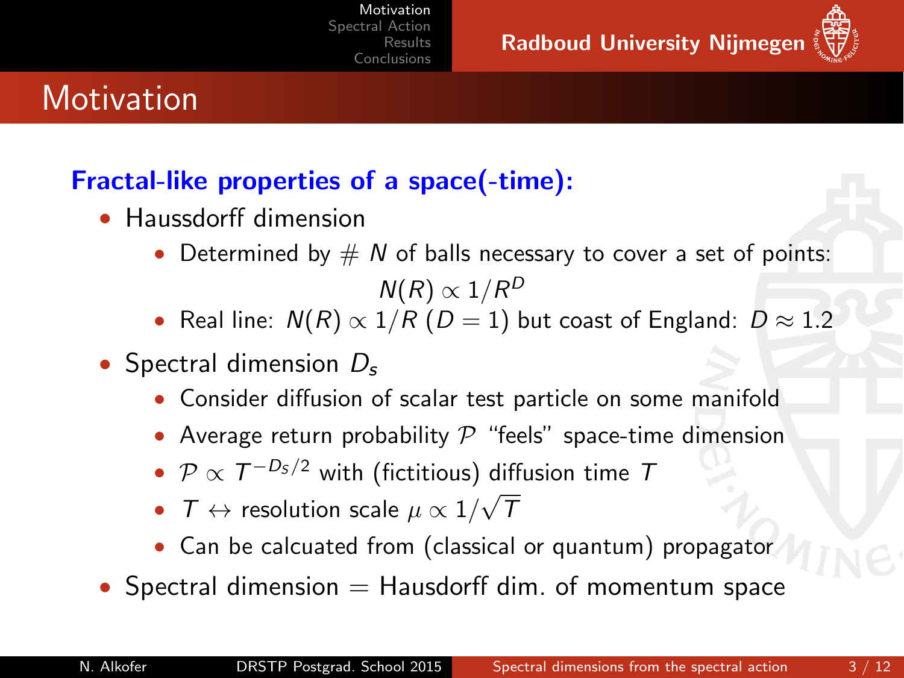# Motivation

**Fractal-like properties of a space(-time):**

- Haussdorff dimension
  - Determined by # $N$ of balls necessary to cover a set of points:
    $$N(R) \propto 1/R^D$$
  - Real line: $N(R) \propto 1/R$ ($D = 1$) but coast of England: $D \approx 1.2$
- Spectral dimension $D_s$
  - Consider diffusion of scalar test particle on some manifold
  - Average return probability $\mathcal{P}$ "feels" space-time dimension
  - $\mathcal{P} \propto T^{-D_s/2}$ with (fictitious) diffusion time $T$
  - $T \leftrightarrow$ resolution scale $\mu \propto 1/\sqrt{T}$
  - Can be calcuated from (classical or quantum) propagator
- Spectral dimension = Hausdorff dim. of momentum space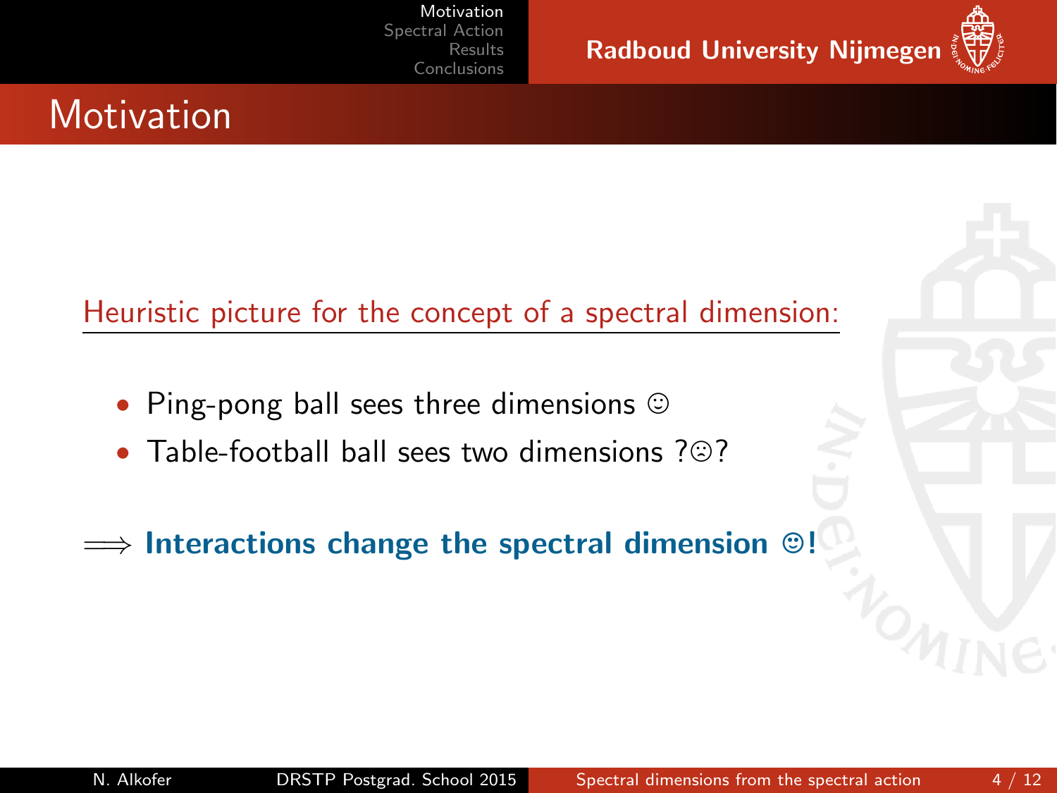# Motivation

Heuristic picture for the concept of a spectral dimension:

- Ping-pong ball sees three dimensions ☺
- Table-football ball sees two dimensions ?☹?

$\Longrightarrow$ **Interactions change the spectral dimension ☻!**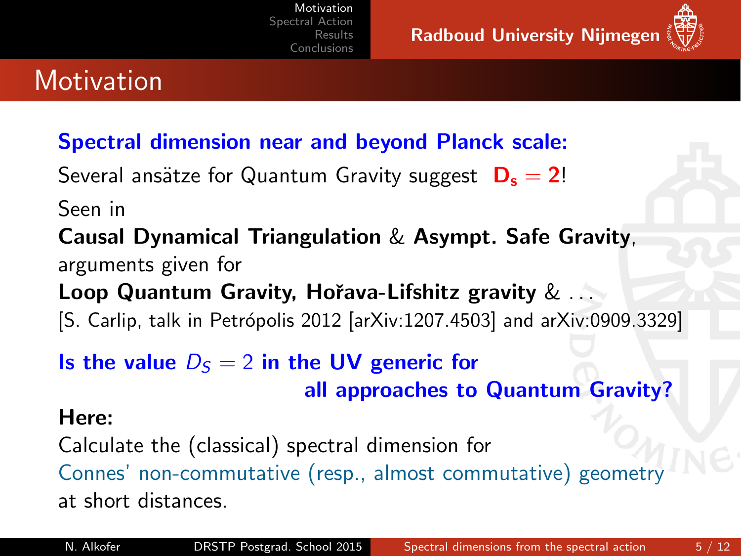# Motivation

**Spectral dimension near and beyond Planck scale:**

Several ansätze for Quantum Gravity suggest $\mathbf{D_s = 2}$!

Seen in

**Causal Dynamical Triangulation** & **Asympt. Safe Gravity**,

arguments given for

**Loop Quantum Gravity, Hořava-Lifshitz gravity** & ...

[S. Carlip, talk in Petrópolis 2012 [arXiv:1207.4503] and arXiv:0909.3329]

**Is the value $D_S = 2$ in the UV generic for all approaches to Quantum Gravity?**

**Here:**

Calculate the (classical) spectral dimension for Connes' non-commutative (resp., almost commutative) geometry at short distances.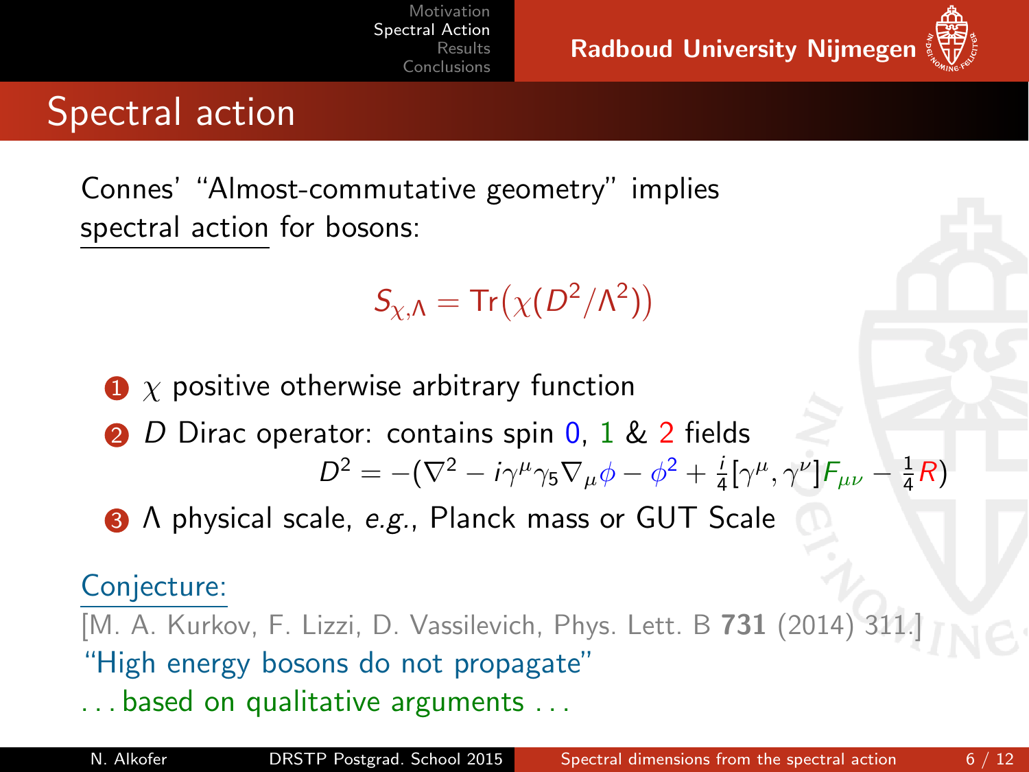# Spectral action

Connes' "Almost-commutative geometry" implies spectral action for bosons:

$$S_{\chi,\Lambda} = \mathrm{Tr}\big(\chi(D^2/\Lambda^2)\big)$$

1. $\chi$ positive otherwise arbitrary function
2. $D$ Dirac operator: contains spin 0, 1 & 2 fields
   $$D^2 = -(\nabla^2 - i\gamma^\mu\gamma_5\nabla_\mu\phi - \phi^2 + \tfrac{i}{4}[\gamma^\mu, \gamma^\nu]F_{\mu\nu} - \tfrac{1}{4}R)$$
3. $\Lambda$ physical scale, *e.g.*, Planck mass or GUT Scale

Conjecture:

[M. A. Kurkov, F. Lizzi, D. Vassilevich, Phys. Lett. B **731** (2014) 311.]

"High energy bosons do not propagate"

... based on qualitative arguments ...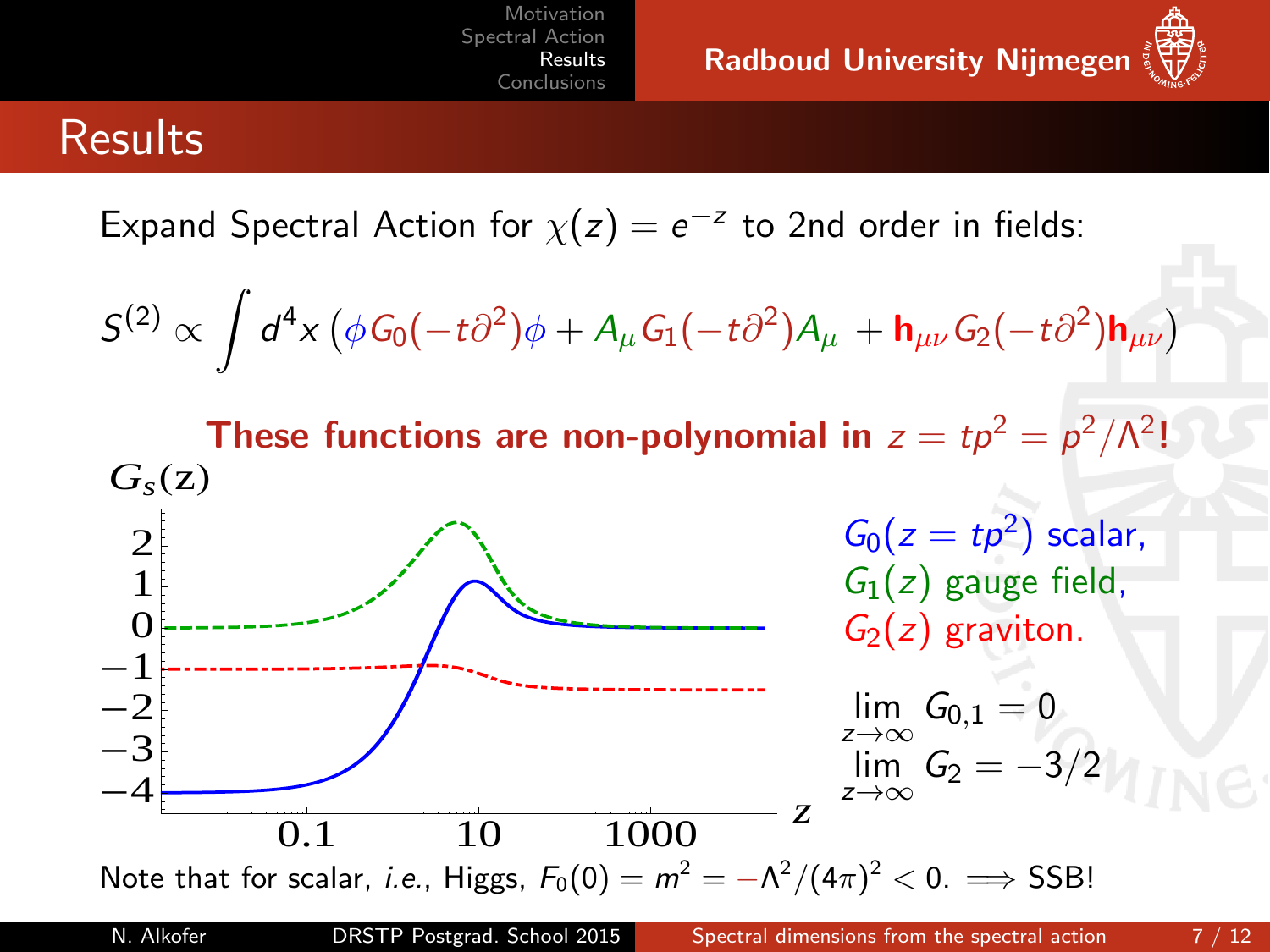# Results

Expand Spectral Action for $\chi(z) = e^{-z}$ to 2nd order in fields:

$$S^{(2)} \propto \int d^4x \left( \phi G_0(-t\partial^2)\phi + A_\mu G_1(-t\partial^2) A_\mu + \mathbf{h}_{\mu\nu} G_2(-t\partial^2)\mathbf{h}_{\mu\nu} \right)$$

**These functions are non-polynomial in $z = tp^2 = p^2/\Lambda^2$!**

$G_0(z = tp^2)$ scalar,
$G_1(z)$ gauge field,
$G_2(z)$ graviton.

$$\lim_{z\to\infty} G_{0,1} = 0$$
$$\lim_{z\to\infty} G_2 = -3/2$$

Note that for scalar, *i.e.*, Higgs, $F_0(0) = m^2 = -\Lambda^2/(4\pi)^2 < 0. \implies$ SSB!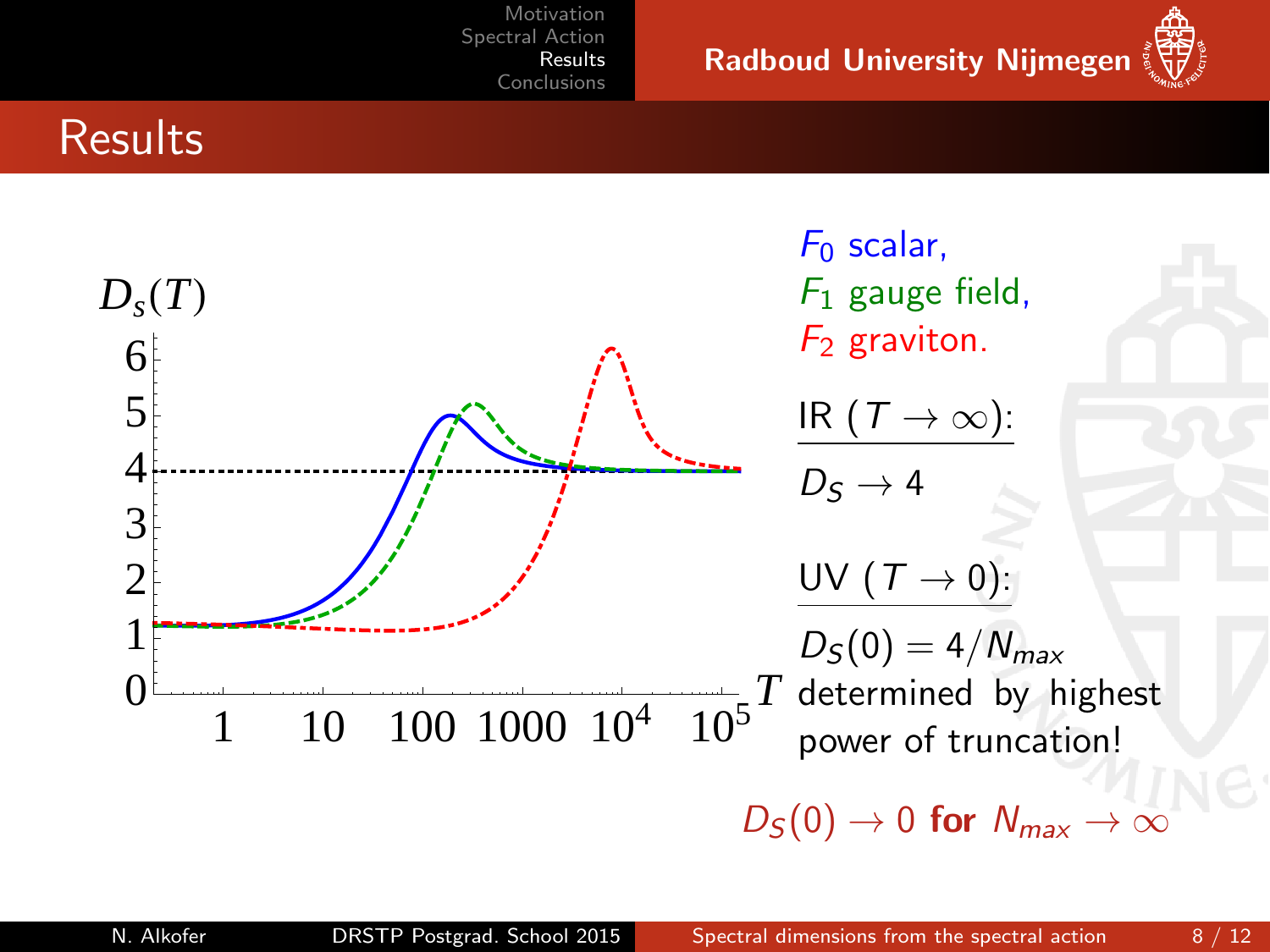# Results

$F_0$ scalar,
$F_1$ gauge field,
$F_2$ graviton.

IR ($T \to \infty$):

$D_S \to 4$

UV ($T \to 0$):

$D_S(0) = 4/N_{max}$ determined by highest power of truncation!

$D_S(0) \to 0$ **for** $N_{max} \to \infty$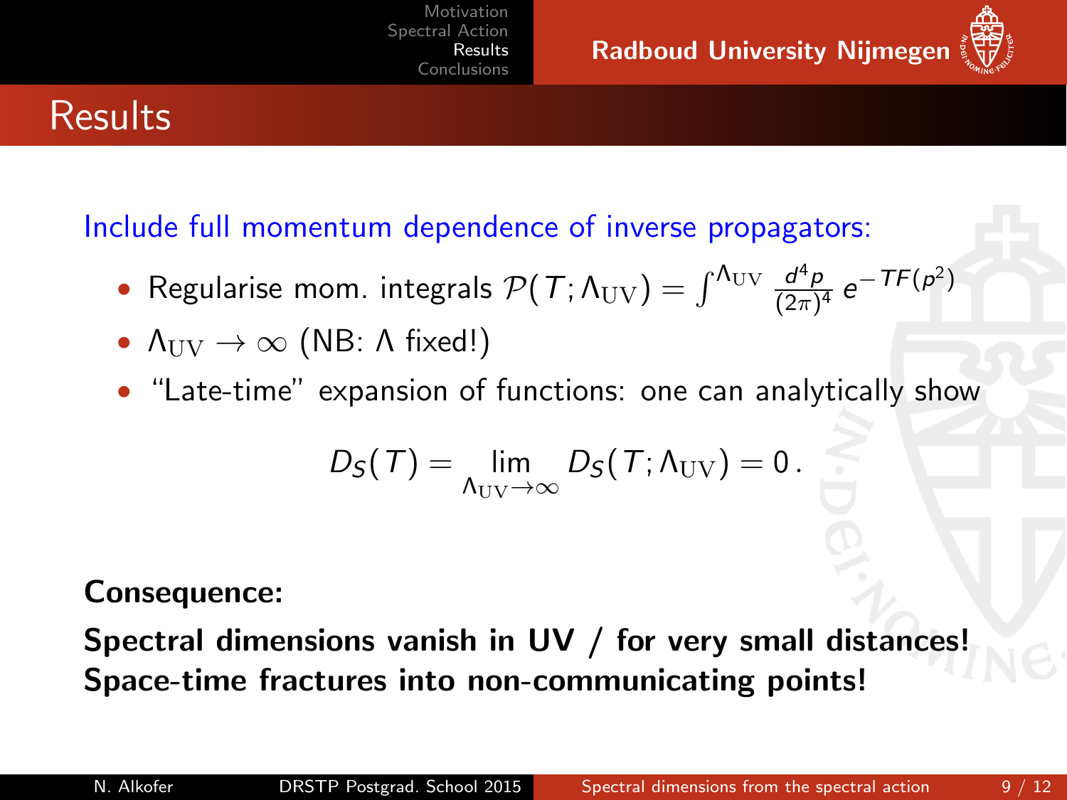# Results

Include full momentum dependence of inverse propagators:

- Regularise mom. integrals $\mathcal{P}(T;\Lambda_{\mathrm{UV}}) = \int^{\Lambda_{\mathrm{UV}}} \frac{d^4p}{(2\pi)^4}\, e^{-TF(p^2)}$
- $\Lambda_{\mathrm{UV}} \to \infty$ (NB: $\Lambda$ fixed!)
- "Late-time" expansion of functions: one can analytically show

$$D_S(T) = \lim_{\Lambda_{\mathrm{UV}}\to\infty} D_S(T;\Lambda_{\mathrm{UV}}) = 0\,.$$

**Consequence:**

**Spectral dimensions vanish in UV / for very small distances!**
**Space-time fractures into non-communicating points!**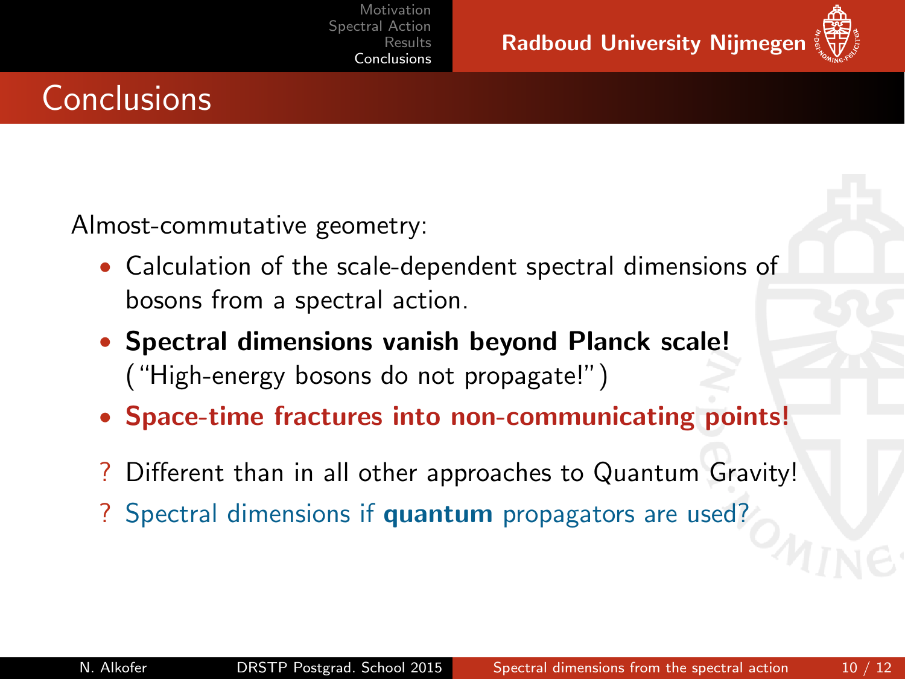# Conclusions

Almost-commutative geometry:

- Calculation of the scale-dependent spectral dimensions of bosons from a spectral action.
- **Spectral dimensions vanish beyond Planck scale!** ("High-energy bosons do not propagate!")
- **Space-time fractures into non-communicating points!**

? Different than in all other approaches to Quantum Gravity!

? Spectral dimensions if **quantum** propagators are used?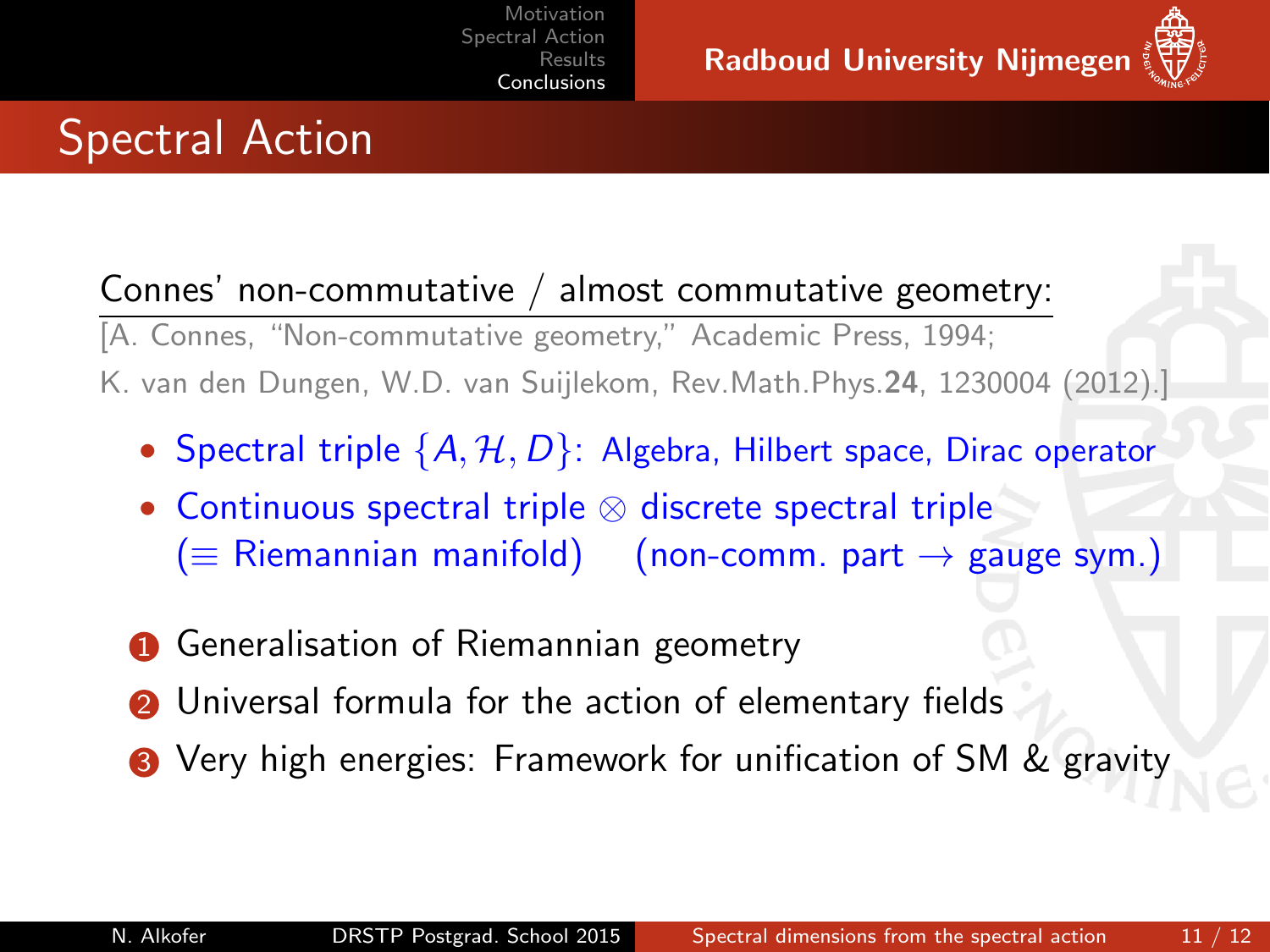# Spectral Action

Connes' non-commutative / almost commutative geometry:

[A. Connes, "Non-commutative geometry," Academic Press, 1994;
K. van den Dungen, W.D. van Suijlekom, Rev.Math.Phys.**24**, 1230004 (2012).]

- Spectral triple $\{A, \mathcal{H}, D\}$: Algebra, Hilbert space, Dirac operator
- Continuous spectral triple $\otimes$ discrete spectral triple
  ($\equiv$ Riemannian manifold) (non-comm. part $\rightarrow$ gauge sym.)

1. Generalisation of Riemannian geometry
2. Universal formula for the action of elementary fields
3. Very high energies: Framework for unification of SM & gravity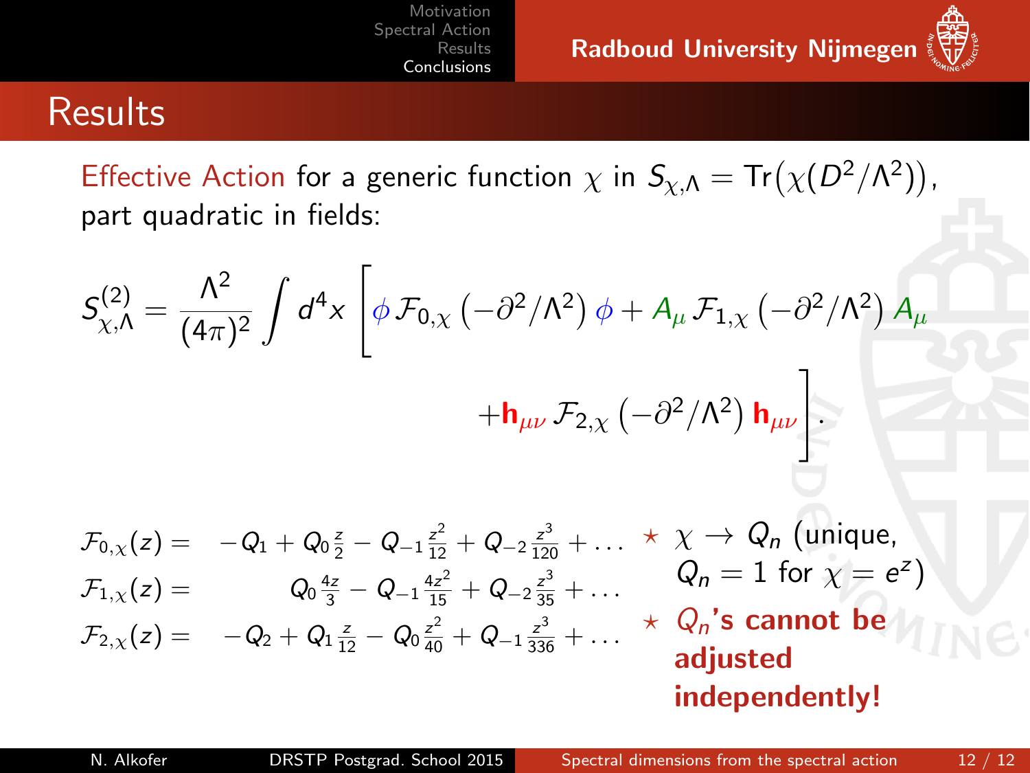# Results

Effective Action for a generic function $\chi$ in $S_{\chi,\Lambda} = \mathrm{Tr}\big(\chi(D^2/\Lambda^2)\big)$, part quadratic in fields:

$$S^{(2)}_{\chi,\Lambda} = \frac{\Lambda^2}{(4\pi)^2} \int d^4x \left[ \phi \, \mathcal{F}_{0,\chi}\left(-\partial^2/\Lambda^2\right) \phi + A_\mu \, \mathcal{F}_{1,\chi}\left(-\partial^2/\Lambda^2\right) A_\mu + \mathbf{h}_{\mu\nu} \, \mathcal{F}_{2,\chi}\left(-\partial^2/\Lambda^2\right) \mathbf{h}_{\mu\nu} \right].$$

$$\mathcal{F}_{0,\chi}(z) = -Q_1 + Q_0 \tfrac{z}{2} - Q_{-1} \tfrac{z^2}{12} + Q_{-2} \tfrac{z^3}{120} + \dots$$

$$\mathcal{F}_{1,\chi}(z) = Q_0 \tfrac{4z}{3} - Q_{-1} \tfrac{4z^2}{15} + Q_{-2} \tfrac{z^3}{35} + \dots$$

$$\mathcal{F}_{2,\chi}(z) = -Q_2 + Q_1 \tfrac{z}{12} - Q_0 \tfrac{z^2}{40} + Q_{-1} \tfrac{z^3}{336} + \dots$$

- ⋆ $\chi \to Q_n$ (unique, $Q_n = 1$ for $\chi = e^z$)
- ⋆ **$Q_n$'s cannot be adjusted independently!**